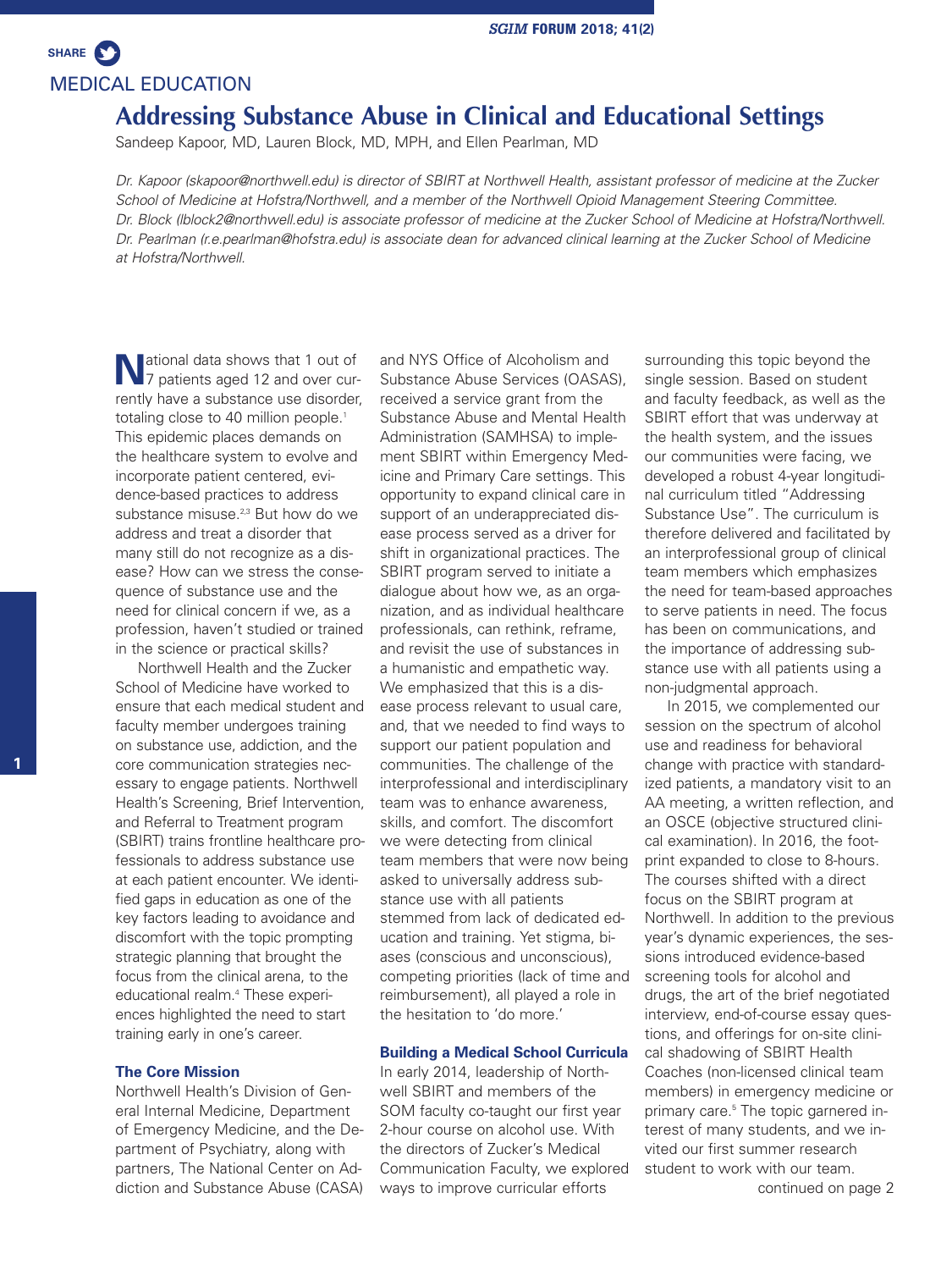MEDICAL EDUCATION

# Addressing Substance Abuse in Clinical and Educational Settings

Sandeep Kapoor, MD, Lauren Block, MD, MPH, and Ellen Pearlman, MD

*Dr. Kapoor (skapoor@northwell.edu) is director of SBIRT at Northwell Health, assistant professor of medicine at the Zucker School of Medicine at Hofstra/Northwell, and a member of the Northwell Opioid Management Steering Committee. Dr. Block (lblock2@northwell.edu) is associate professor of medicine at the Zucker School of Medicine at Hofstra/Northwell. Dr. Pearlman (r.e.pearlman@hofstra.edu) is associate dean for advanced clinical learning at the Zucker School of Medicine at Hofstra/Northwell.*

National data shows that 1 out of 7 patients aged 12 and over currently have a substance use disorder, totaling close to 40 million people.[1] This epidemic places demands on the healthcare system to evolve and incorporate patient centered, evidence-based practices to address substance misuse.[2,3] But how do we address and treat a disorder that many still do not recognize as a disease? How can we stress the consequence of substance use and the need for clinical concern if we, as a profession, haven't studied or trained in the science or practical skills?

Northwell Health and the Zucker School of Medicine have worked to ensure that each medical student and faculty member undergoes training on substance use, addiction, and the core communication strategies necessary to engage patients. Northwell Health's Screening, Brief Intervention, and Referral to Treatment program (SBIRT) trains frontline healthcare professionals to address substance use at each patient encounter. We identified gaps in education as one of the key factors leading to avoidance and discomfort with the topic prompting strategic planning that brought the focus from the clinical arena, to the educational realm.[4] These experiences highlighted the need to start training early in one's career.

### The Core Mission

Northwell Health's Division of General Internal Medicine, Department of Emergency Medicine, and the Department of Psychiatry, along with partners, The National Center on Addiction and Substance Abuse (CASA) and NYS Office of Alcoholism and Substance Abuse Services (OASAS), received a service grant from the Substance Abuse and Mental Health Administration (SAMHSA) to implement SBIRT within Emergency Medicine and Primary Care settings. This opportunity to expand clinical care in support of an underappreciated disease process served as a driver for shift in organizational practices. The SBIRT program served to initiate a dialogue about how we, as an organization, and as individual healthcare professionals, can rethink, reframe, and revisit the use of substances in a humanistic and empathetic way. We emphasized that this is a disease process relevant to usual care, and, that we needed to find ways to support our patient population and communities. The challenge of the interprofessional and interdisciplinary team was to enhance awareness, skills, and comfort. The discomfort we were detecting from clinical team members that were now being asked to universally address substance use with all patients stemmed from lack of dedicated education and training. Yet stigma, biases (conscious and unconscious), competing priorities (lack of time and reimbursement), all played a role in the hesitation to 'do more.'

### Building a Medical School Curricula

In early 2014, leadership of Northwell SBIRT and members of the SOM faculty co-taught our first year 2-hour course on alcohol use. With the directors of Zucker's Medical Communication Faculty, we explored ways to improve curricular efforts surrounding this topic beyond the single session. Based on student and faculty feedback, as well as the SBIRT effort that was underway at the health system, and the issues our communities were facing, we developed a robust 4-year longitudinal curriculum titled "Addressing Substance Use". The curriculum is therefore delivered and facilitated by an interprofessional group of clinical team members which emphasizes the need for team-based approaches to serve patients in need. The focus has been on communications, and the importance of addressing substance use with all patients using a non-judgmental approach.

In 2015, we complemented our session on the spectrum of alcohol use and readiness for behavioral change with practice with standardized patients, a mandatory visit to an AA meeting, a written reflection, and an OSCE (objective structured clinical examination). In 2016, the footprint expanded to close to 8-hours. The courses shifted with a direct focus on the SBIRT program at Northwell. In addition to the previous year's dynamic experiences, the sessions introduced evidence-based screening tools for alcohol and drugs, the art of the brief negotiated interview, end-of-course essay questions, and offerings for on-site clinical shadowing of SBIRT Health Coaches (non-licensed clinical team members) in emergency medicine or primary care.[5] The topic garnered interest of many students, and we invited our first summer research student to work with our team.

continued on page 2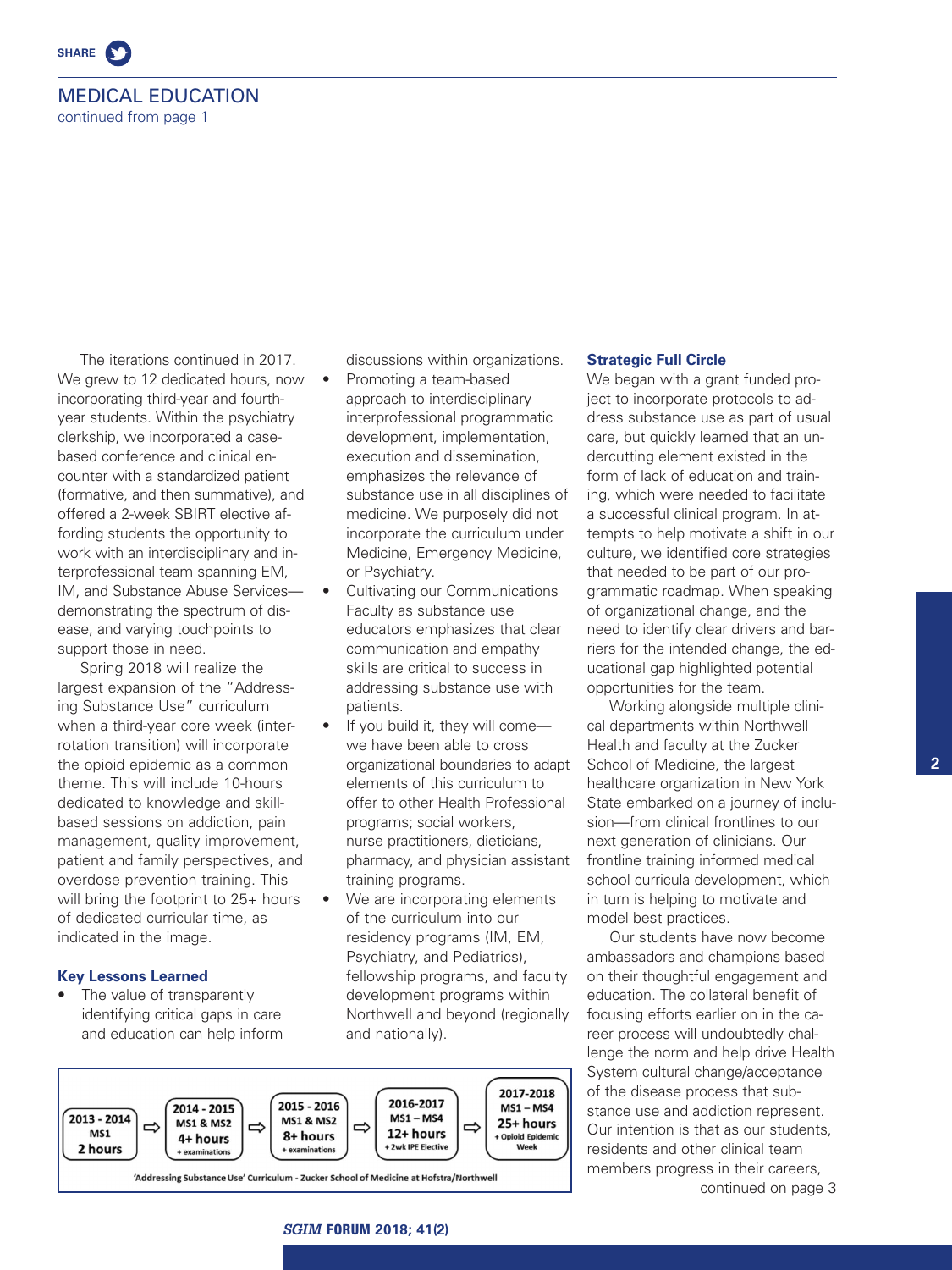## MEDICAL EDUCATION

continued from page 1

The iterations continued in 2017. We grew to 12 dedicated hours, now incorporating third-year and fourth-year students. Within the psychiatry clerkship, we incorporated a case-based conference and clinical encounter with a standardized patient (formative, and then summative), and offered a 2-week SBIRT elective affording students the opportunity to work with an interdisciplinary and interprofessional team spanning EM, IM, and Substance Abuse Services—demonstrating the spectrum of disease, and varying touchpoints to support those in need.

Spring 2018 will realize the largest expansion of the "Addressing Substance Use" curriculum when a third-year core week (inter-rotation transition) will incorporate the opioid epidemic as a common theme. This will include 10-hours dedicated to knowledge and skill-based sessions on addiction, pain management, quality improvement, patient and family perspectives, and overdose prevention training. This will bring the footprint to 25+ hours of dedicated curricular time, as indicated in the image.

### Key Lessons Learned

- The value of transparently identifying critical gaps in care and education can help inform discussions within organizations.
- Promoting a team-based approach to interdisciplinary interprofessional programmatic development, implementation, execution and dissemination, emphasizes the relevance of substance use in all disciplines of medicine. We purposely did not incorporate the curriculum under Medicine, Emergency Medicine, or Psychiatry.
- Cultivating our Communications Faculty as substance use educators emphasizes that clear communication and empathy skills are critical to success in addressing substance use with patients.
- If you build it, they will come—we have been able to cross organizational boundaries to adapt elements of this curriculum to offer to other Health Professional programs; social workers, nurse practitioners, dieticians, pharmacy, and physician assistant training programs.
- We are incorporating elements of the curriculum into our residency programs (IM, EM, Psychiatry, and Pediatrics), fellowship programs, and faculty development programs within Northwell and beyond (regionally and nationally).

| 2013 - 2014 | ⇨ | 2014 - 2015 | ⇨ | 2015 - 2016 | ⇨ | 2016-2017 | ⇨ | 2017-2018 |
|---|---|---|---|---|---|---|---|---|
| MS1 | | MS1 & MS2 | | MS1 & MS2 | | MS1 – MS4 | | MS1 – MS4 |
| 2 hours | | 4+ hours + examinations | | 8+ hours + examinations | | 12+ hours + 2wk IPE Elective | | 25+ hours + Opioid Epidemic Week |

'Addressing Substance Use' Curriculum - Zucker School of Medicine at Hofstra/Northwell

### Strategic Full Circle

We began with a grant funded project to incorporate protocols to address substance use as part of usual care, but quickly learned that an undercutting element existed in the form of lack of education and training, which were needed to facilitate a successful clinical program. In attempts to help motivate a shift in our culture, we identified core strategies that needed to be part of our programmatic roadmap. When speaking of organizational change, and the need to identify clear drivers and barriers for the intended change, the educational gap highlighted potential opportunities for the team.

Working alongside multiple clinical departments within Northwell Health and faculty at the Zucker School of Medicine, the largest healthcare organization in New York State embarked on a journey of inclusion—from clinical frontlines to our next generation of clinicians. Our frontline training informed medical school curricula development, which in turn is helping to motivate and model best practices.

Our students have now become ambassadors and champions based on their thoughtful engagement and education. The collateral benefit of focusing efforts earlier on in the career process will undoubtedly challenge the norm and help drive Health System cultural change/acceptance of the disease process that substance use and addiction represent. Our intention is that as our students, residents and other clinical team members progress in their careers,

continued on page 3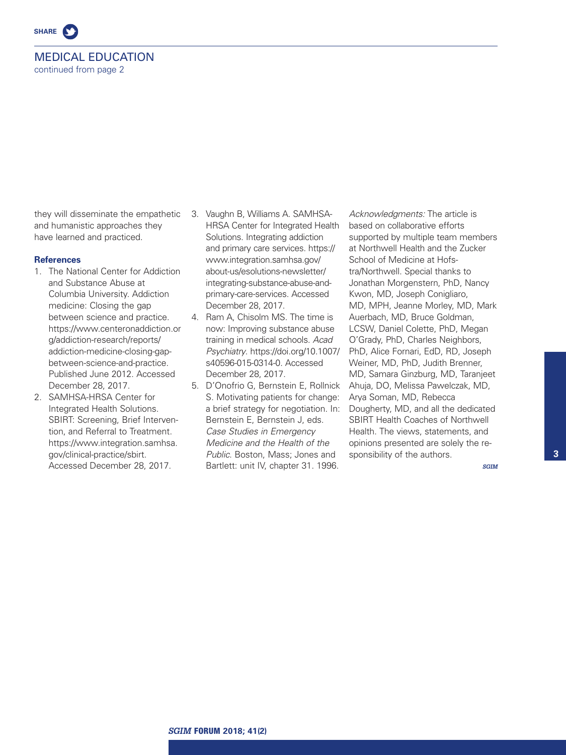## MEDICAL EDUCATION

continued from page 2

they will disseminate the empathetic and humanistic approaches they have learned and practiced.

**References**

1. The National Center for Addiction and Substance Abuse at Columbia University. Addiction medicine: Closing the gap between science and practice. https://www.centeronaddiction.org/addiction-research/reports/addiction-medicine-closing-gap-between-science-and-practice. Published June 2012. Accessed December 28, 2017.
2. SAMHSA-HRSA Center for Integrated Health Solutions. SBIRT: Screening, Brief Intervention, and Referral to Treatment. https://www.integration.samhsa.gov/clinical-practice/sbirt. Accessed December 28, 2017.
3. Vaughn B, Williams A. SAMHSA-HRSA Center for Integrated Health Solutions. Integrating addiction and primary care services. https://www.integration.samhsa.gov/about-us/esolutions-newsletter/integrating-substance-abuse-and-primary-care-services. Accessed December 28, 2017.
4. Ram A, Chisolm MS. The time is now: Improving substance abuse training in medical schools. *Acad Psychiatry*. https://doi.org/10.1007/s40596-015-0314-0. Accessed December 28, 2017.
5. D'Onofrio G, Bernstein E, Rollnick S. Motivating patients for change: a brief strategy for negotiation. In: Bernstein E, Bernstein J, eds. *Case Studies in Emergency Medicine and the Health of the Public*. Boston, Mass; Jones and Bartlett: unit IV, chapter 31. 1996.

*Acknowledgments:* The article is based on collaborative efforts supported by multiple team members at Northwell Health and the Zucker School of Medicine at Hofstra/Northwell. Special thanks to Jonathan Morgenstern, PhD, Nancy Kwon, MD, Joseph Conigliaro, MD, MPH, Jeanne Morley, MD, Mark Auerbach, MD, Bruce Goldman, LCSW, Daniel Colette, PhD, Megan O'Grady, PhD, Charles Neighbors, PhD, Alice Fornari, EdD, RD, Joseph Weiner, MD, PhD, Judith Brenner, MD, Samara Ginzburg, MD, Taranjeet Ahuja, DO, Melissa Pawelczak, MD, Arya Soman, MD, Rebecca Dougherty, MD, and all the dedicated SBIRT Health Coaches of Northwell Health. The views, statements, and opinions presented are solely the responsibility of the authors.

*SGIM*